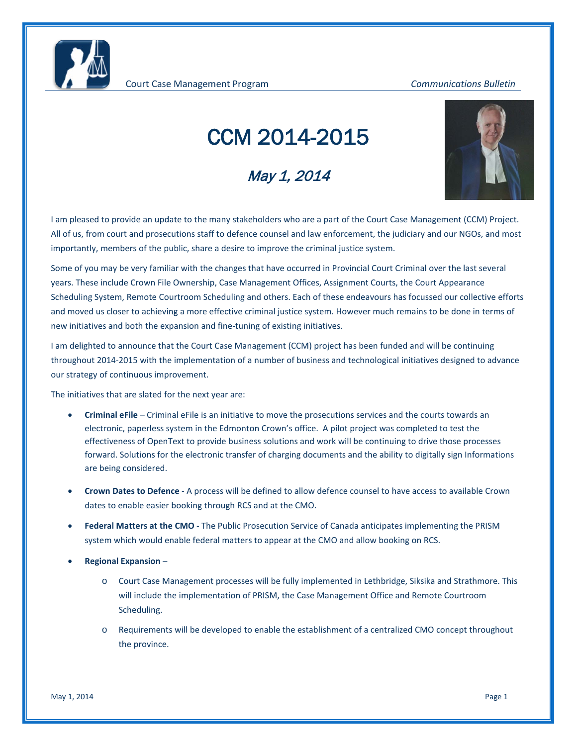Court Case Management Program *Communications Bulletin*

# CCM 2014-2015

## *May 1, 2014*

I am pleased to provide an update to the many stakeholders who are a part of the Court Case Management (CCM) Project. All of us, from court and prosecutions staff to defence counsel and law enforcement, the judiciary and our NGOs, and most importantly, members of the public, share a desire to improve the criminal justice system.

Some of you may be very familiar with the changes that have occurred in Provincial Court Criminal over the last several years. These include Crown File Ownership, Case Management Offices, Assignment Courts, the Court Appearance Scheduling System, Remote Courtroom Scheduling and others. Each of these endeavours has focussed our collective efforts and moved us closer to achieving a more effective criminal justice system. However much remains to be done in terms of new initiatives and both the expansion and fine-tuning of existing initiatives.

I am delighted to announce that the Court Case Management (CCM) project has been funded and will be continuing throughout 2014-2015 with the implementation of a number of business and technological initiatives designed to advance our strategy of continuous improvement.

The initiatives that are slated for the next year are:

- **Criminal eFile** – Criminal eFile is an initiative to move the prosecutions services and the courts towards an electronic, paperless system in the Edmonton Crown's office. A pilot project was completed to test the effectiveness of OpenText to provide business solutions and work will be continuing to drive those processes forward. Solutions for the electronic transfer of charging documents and the ability to digitally sign Informations are being considered.

- **Crown Dates to Defence** - A process will be defined to allow defence counsel to have access to available Crown dates to enable easier booking through RCS and at the CMO.

- **Federal Matters at the CMO** - The Public Prosecution Service of Canada anticipates implementing the PRISM system which would enable federal matters to appear at the CMO and allow booking on RCS.

- **Regional Expansion** –
  - Court Case Management processes will be fully implemented in Lethbridge, Siksika and Strathmore. This will include the implementation of PRISM, the Case Management Office and Remote Courtroom Scheduling.
  - Requirements will be developed to enable the establishment of a centralized CMO concept throughout the province.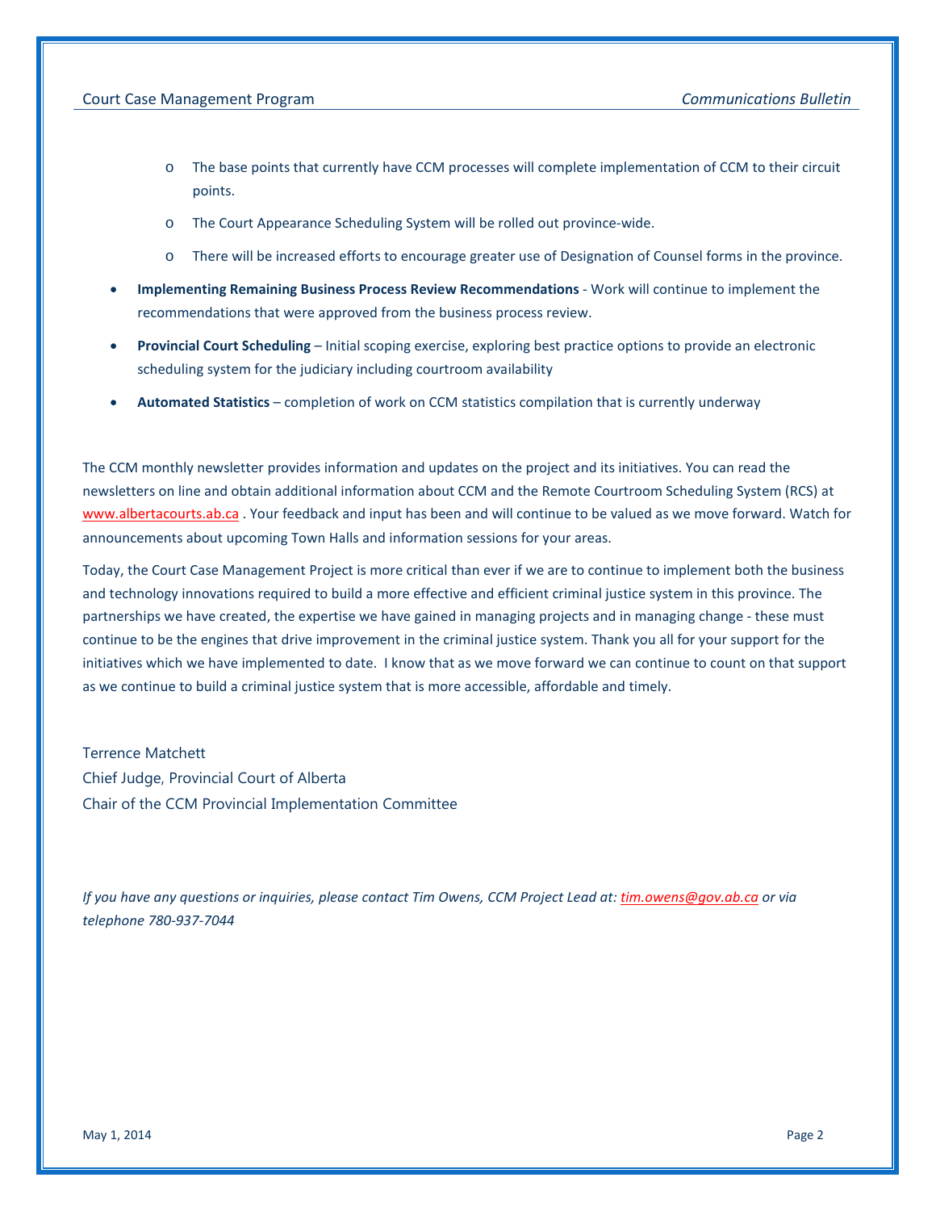- The base points that currently have CCM processes will complete implementation of CCM to their circuit points.
- The Court Appearance Scheduling System will be rolled out province-wide.
- There will be increased efforts to encourage greater use of Designation of Counsel forms in the province.

- **Implementing Remaining Business Process Review Recommendations** - Work will continue to implement the recommendations that were approved from the business process review.
- **Provincial Court Scheduling** – Initial scoping exercise, exploring best practice options to provide an electronic scheduling system for the judiciary including courtroom availability
- **Automated Statistics** – completion of work on CCM statistics compilation that is currently underway

The CCM monthly newsletter provides information and updates on the project and its initiatives. You can read the newsletters on line and obtain additional information about CCM and the Remote Courtroom Scheduling System (RCS) at www.albertacourts.ab.ca . Your feedback and input has been and will continue to be valued as we move forward. Watch for announcements about upcoming Town Halls and information sessions for your areas.

Today, the Court Case Management Project is more critical than ever if we are to continue to implement both the business and technology innovations required to build a more effective and efficient criminal justice system in this province. The partnerships we have created, the expertise we have gained in managing projects and in managing change - these must continue to be the engines that drive improvement in the criminal justice system. Thank you all for your support for the initiatives which we have implemented to date. I know that as we move forward we can continue to count on that support as we continue to build a criminal justice system that is more accessible, affordable and timely.

Terrence Matchett
Chief Judge, Provincial Court of Alberta
Chair of the CCM Provincial Implementation Committee

*If you have any questions or inquiries, please contact Tim Owens, CCM Project Lead at: tim.owens@gov.ab.ca or via telephone 780-937-7044*